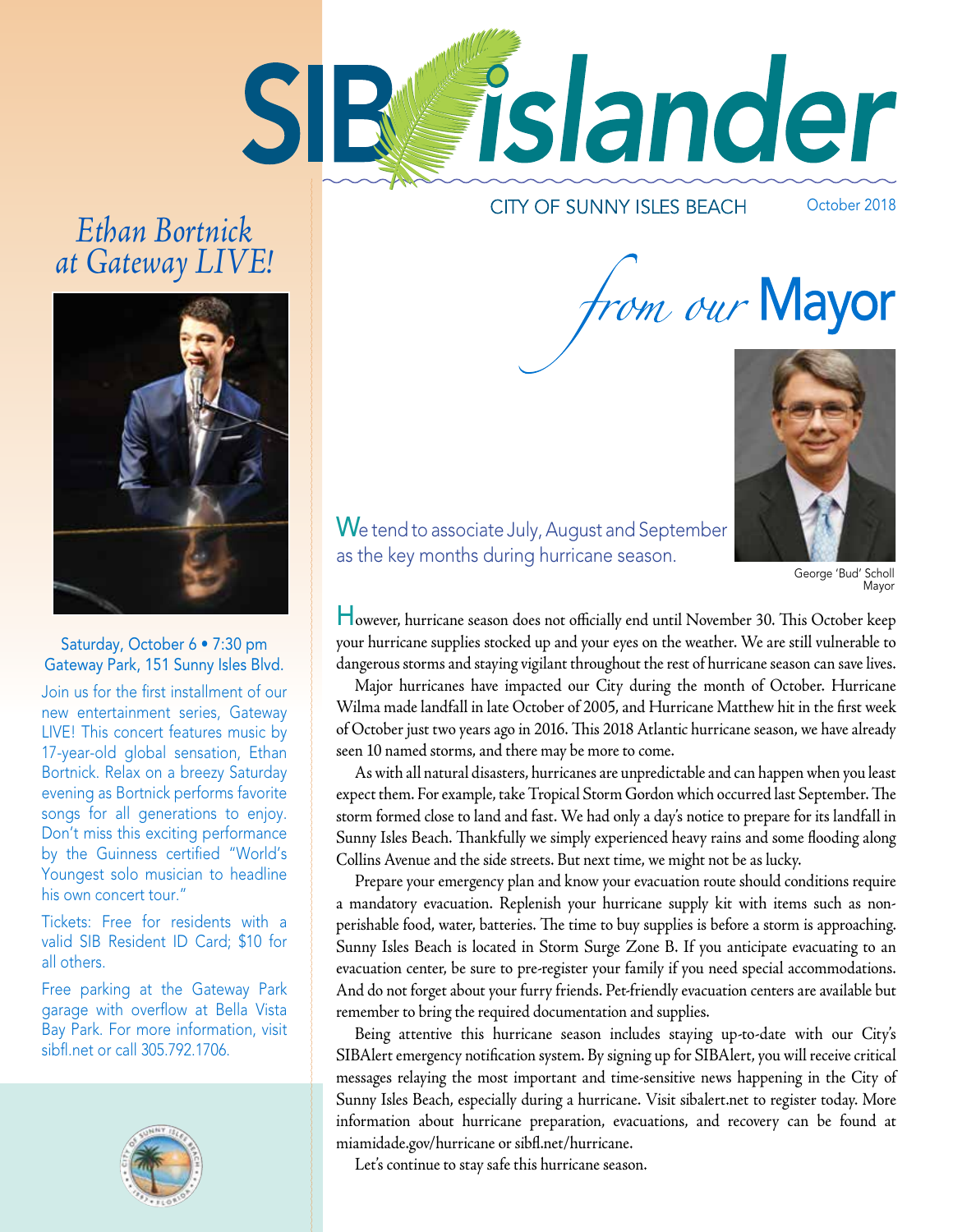# SIB islander

CITY OF SUNNY ISLES BEACH

October 2018

## Ethan Bortnick at Gateway LIVE!

Saturday, October 6 • 7:30 pm
Gateway Park, 151 Sunny Isles Blvd.

Join us for the first installment of our new entertainment series, Gateway LIVE! This concert features music by 17-year-old global sensation, Ethan Bortnick. Relax on a breezy Saturday evening as Bortnick performs favorite songs for all generations to enjoy. Don't miss this exciting performance by the Guinness certified "World's Youngest solo musician to headline his own concert tour."

Tickets: Free for residents with a valid SIB Resident ID Card; $10 for all others.

Free parking at the Gateway Park garage with overflow at Bella Vista Bay Park. For more information, visit sibfl.net or call 305.792.1706.

## from our Mayor

George 'Bud' Scholl
Mayor

We tend to associate July, August and September as the key months during hurricane season.

However, hurricane season does not officially end until November 30. This October keep your hurricane supplies stocked up and your eyes on the weather. We are still vulnerable to dangerous storms and staying vigilant throughout the rest of hurricane season can save lives.

Major hurricanes have impacted our City during the month of October. Hurricane Wilma made landfall in late October of 2005, and Hurricane Matthew hit in the first week of October just two years ago in 2016. This 2018 Atlantic hurricane season, we have already seen 10 named storms, and there may be more to come.

As with all natural disasters, hurricanes are unpredictable and can happen when you least expect them. For example, take Tropical Storm Gordon which occurred last September. The storm formed close to land and fast. We had only a day's notice to prepare for its landfall in Sunny Isles Beach. Thankfully we simply experienced heavy rains and some flooding along Collins Avenue and the side streets. But next time, we might not be as lucky.

Prepare your emergency plan and know your evacuation route should conditions require a mandatory evacuation. Replenish your hurricane supply kit with items such as non-perishable food, water, batteries. The time to buy supplies is before a storm is approaching. Sunny Isles Beach is located in Storm Surge Zone B. If you anticipate evacuating to an evacuation center, be sure to pre-register your family if you need special accommodations. And do not forget about your furry friends. Pet-friendly evacuation centers are available but remember to bring the required documentation and supplies.

Being attentive this hurricane season includes staying up-to-date with our City's SIBAlert emergency notification system. By signing up for SIBAlert, you will receive critical messages relaying the most important and time-sensitive news happening in the City of Sunny Isles Beach, especially during a hurricane. Visit sibalert.net to register today. More information about hurricane preparation, evacuations, and recovery can be found at miamidade.gov/hurricane or sibfl.net/hurricane.

Let's continue to stay safe this hurricane season.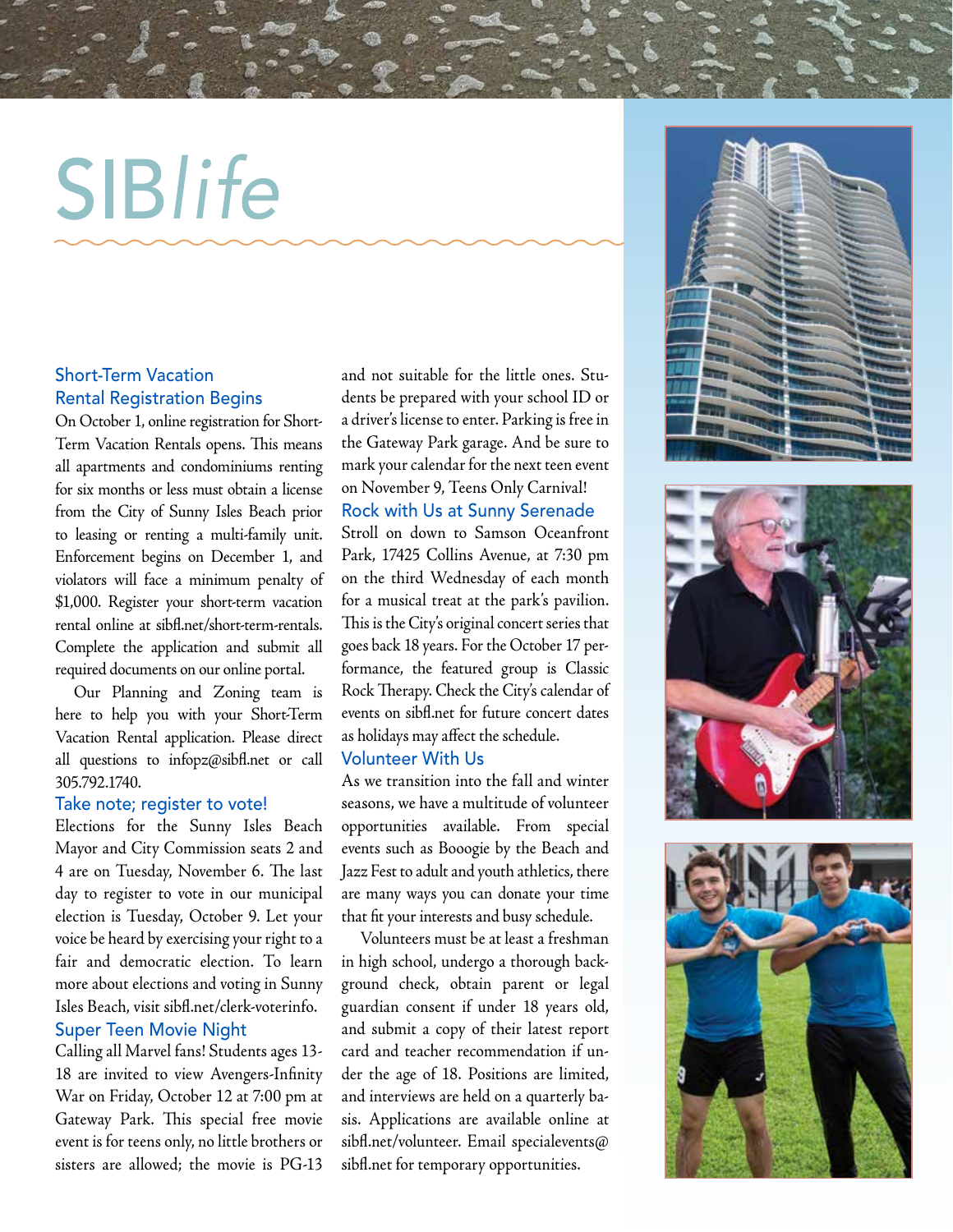# SIB*life*

## Short-Term Vacation Rental Registration Begins

On October 1, online registration for Short-Term Vacation Rentals opens. This means all apartments and condominiums renting for six months or less must obtain a license from the City of Sunny Isles Beach prior to leasing or renting a multi-family unit. Enforcement begins on December 1, and violators will face a minimum penalty of $1,000. Register your short-term vacation rental online at sibfl.net/short-term-rentals. Complete the application and submit all required documents on our online portal.

Our Planning and Zoning team is here to help you with your Short-Term Vacation Rental application. Please direct all questions to infopz@sibfl.net or call 305.792.1740.

## Take note; register to vote!

Elections for the Sunny Isles Beach Mayor and City Commission seats 2 and 4 are on Tuesday, November 6. The last day to register to vote in our municipal election is Tuesday, October 9. Let your voice be heard by exercising your right to a fair and democratic election. To learn more about elections and voting in Sunny Isles Beach, visit sibfl.net/clerk-voterinfo.

## Super Teen Movie Night

Calling all Marvel fans! Students ages 13-18 are invited to view Avengers-Infinity War on Friday, October 12 at 7:00 pm at Gateway Park. This special free movie event is for teens only, no little brothers or sisters are allowed; the movie is PG-13 and not suitable for the little ones. Students be prepared with your school ID or a driver's license to enter. Parking is free in the Gateway Park garage. And be sure to mark your calendar for the next teen event on November 9, Teens Only Carnival!

## Rock with Us at Sunny Serenade

Stroll on down to Samson Oceanfront Park, 17425 Collins Avenue, at 7:30 pm on the third Wednesday of each month for a musical treat at the park's pavilion. This is the City's original concert series that goes back 18 years. For the October 17 performance, the featured group is Classic Rock Therapy. Check the City's calendar of events on sibfl.net for future concert dates as holidays may affect the schedule.

## Volunteer With Us

As we transition into the fall and winter seasons, we have a multitude of volunteer opportunities available. From special events such as Booogie by the Beach and Jazz Fest to adult and youth athletics, there are many ways you can donate your time that fit your interests and busy schedule.

Volunteers must be at least a freshman in high school, undergo a thorough background check, obtain parent or legal guardian consent if under 18 years old, and submit a copy of their latest report card and teacher recommendation if under the age of 18. Positions are limited, and interviews are held on a quarterly basis. Applications are available online at sibfl.net/volunteer. Email specialevents@sibfl.net for temporary opportunities.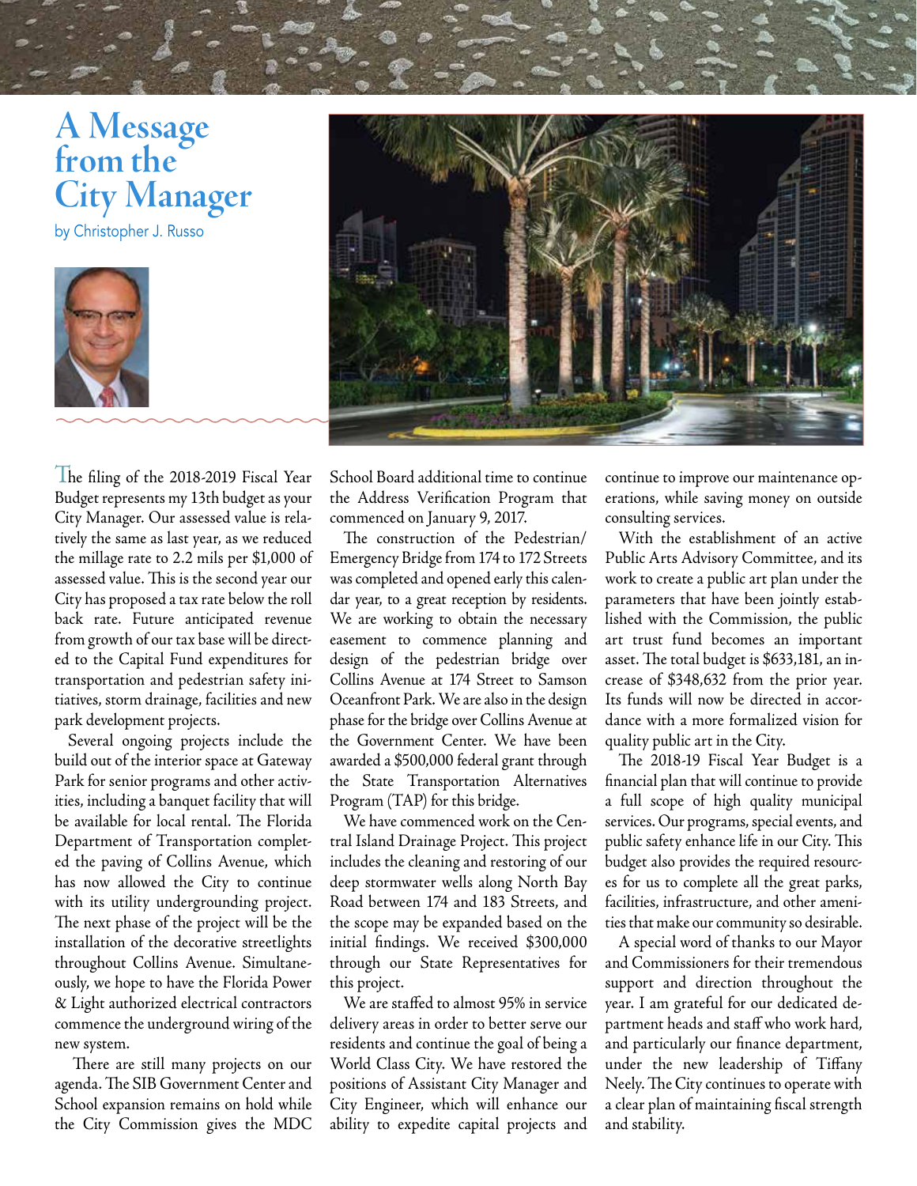# A Message from the City Manager

by Christopher J. Russo

The filing of the 2018-2019 Fiscal Year Budget represents my 13th budget as your City Manager. Our assessed value is relatively the same as last year, as we reduced the millage rate to 2.2 mils per $1,000 of assessed value. This is the second year our City has proposed a tax rate below the roll back rate. Future anticipated revenue from growth of our tax base will be directed to the Capital Fund expenditures for transportation and pedestrian safety initiatives, storm drainage, facilities and new park development projects.

Several ongoing projects include the build out of the interior space at Gateway Park for senior programs and other activities, including a banquet facility that will be available for local rental. The Florida Department of Transportation completed the paving of Collins Avenue, which has now allowed the City to continue with its utility undergrounding project. The next phase of the project will be the installation of the decorative streetlights throughout Collins Avenue. Simultaneously, we hope to have the Florida Power & Light authorized electrical contractors commence the underground wiring of the new system.

There are still many projects on our agenda. The SIB Government Center and School expansion remains on hold while the City Commission gives the MDC School Board additional time to continue the Address Verification Program that commenced on January 9, 2017.

The construction of the Pedestrian/Emergency Bridge from 174 to 172 Streets was completed and opened early this calendar year, to a great reception by residents. We are working to obtain the necessary easement to commence planning and design of the pedestrian bridge over Collins Avenue at 174 Street to Samson Oceanfront Park. We are also in the design phase for the bridge over Collins Avenue at the Government Center. We have been awarded a $500,000 federal grant through the State Transportation Alternatives Program (TAP) for this bridge.

We have commenced work on the Central Island Drainage Project. This project includes the cleaning and restoring of our deep stormwater wells along North Bay Road between 174 and 183 Streets, and the scope may be expanded based on the initial findings. We received $300,000 through our State Representatives for this project.

We are staffed to almost 95% in service delivery areas in order to better serve our residents and continue the goal of being a World Class City. We have restored the positions of Assistant City Manager and City Engineer, which will enhance our ability to expedite capital projects and continue to improve our maintenance operations, while saving money on outside consulting services.

With the establishment of an active Public Arts Advisory Committee, and its work to create a public art plan under the parameters that have been jointly established with the Commission, the public art trust fund becomes an important asset. The total budget is $633,181, an increase of $348,632 from the prior year. Its funds will now be directed in accordance with a more formalized vision for quality public art in the City.

The 2018-19 Fiscal Year Budget is a financial plan that will continue to provide a full scope of high quality municipal services. Our programs, special events, and public safety enhance life in our City. This budget also provides the required resources for us to complete all the great parks, facilities, infrastructure, and other amenities that make our community so desirable.

A special word of thanks to our Mayor and Commissioners for their tremendous support and direction throughout the year. I am grateful for our dedicated department heads and staff who work hard, and particularly our finance department, under the new leadership of Tiffany Neely. The City continues to operate with a clear plan of maintaining fiscal strength and stability.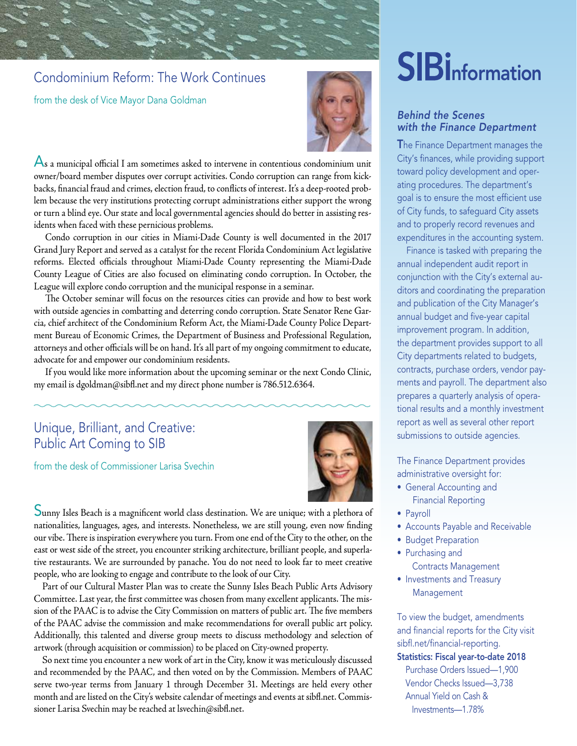## Condominium Reform: The Work Continues

from the desk of Vice Mayor Dana Goldman

As a municipal official I am sometimes asked to intervene in contentious condominium unit owner/board member disputes over corrupt activities. Condo corruption can range from kickbacks, financial fraud and crimes, election fraud, to conflicts of interest. It's a deep-rooted problem because the very institutions protecting corrupt administrations either support the wrong or turn a blind eye. Our state and local governmental agencies should do better in assisting residents when faced with these pernicious problems.

Condo corruption in our cities in Miami-Dade County is well documented in the 2017 Grand Jury Report and served as a catalyst for the recent Florida Condominium Act legislative reforms. Elected officials throughout Miami-Dade County representing the Miami-Dade County League of Cities are also focused on eliminating condo corruption. In October, the League will explore condo corruption and the municipal response in a seminar.

The October seminar will focus on the resources cities can provide and how to best work with outside agencies in combatting and deterring condo corruption. State Senator Rene Garcia, chief architect of the Condominium Reform Act, the Miami-Dade County Police Department Bureau of Economic Crimes, the Department of Business and Professional Regulation, attorneys and other officials will be on hand. It's all part of my ongoing commitment to educate, advocate for and empower our condominium residents.

If you would like more information about the upcoming seminar or the next Condo Clinic, my email is dgoldman@sibfl.net and my direct phone number is 786.512.6364.

## Unique, Brilliant, and Creative: Public Art Coming to SIB

from the desk of Commissioner Larisa Svechin

Sunny Isles Beach is a magnificent world class destination. We are unique; with a plethora of nationalities, languages, ages, and interests. Nonetheless, we are still young, even now finding our vibe. There is inspiration everywhere you turn. From one end of the City to the other, on the east or west side of the street, you encounter striking architecture, brilliant people, and superlative restaurants. We are surrounded by panache. You do not need to look far to meet creative people, who are looking to engage and contribute to the look of our City.

Part of our Cultural Master Plan was to create the Sunny Isles Public Arts Advisory Committee. Last year, the first committee was chosen from many excellent applicants. The mission of the PAAC is to advise the City Commission on matters of public art. The five members of the PAAC advise the commission and make recommendations for overall public art policy. Additionally, this talented and diverse group meets to discuss methodology and selection of artwork (through acquisition or commission) to be placed on City-owned property.

So next time you encounter a new work of art in the City, know it was meticulously discussed and recommended by the PAAC, and then voted on by the Commission. Members of PAAC serve two-year terms from January 1 through December 31. Meetings are held every other month and are listed on the City's website calendar of meetings and events at sibfl.net. Commissioner Larisa Svechin may be reached at lsvechin@sibfl.net.

# SIBInformation

### *Behind the Scenes with the Finance Department*

The Finance Department manages the City's finances, while providing support toward policy development and operating procedures. The department's goal is to ensure the most efficient use of City funds, to safeguard City assets and to properly record revenues and expenditures in the accounting system.

Finance is tasked with preparing the annual independent audit report in conjunction with the City's external auditors and coordinating the preparation and publication of the City Manager's annual budget and five-year capital improvement program. In addition, the department provides support to all City departments related to budgets, contracts, purchase orders, vendor payments and payroll. The department also prepares a quarterly analysis of operational results and a monthly investment report as well as several other report submissions to outside agencies.

The Finance Department provides administrative oversight for:

- General Accounting and Financial Reporting
- Payroll
- Accounts Payable and Receivable
- Budget Preparation
- Purchasing and Contracts Management
- Investments and Treasury Management

To view the budget, amendments and financial reports for the City visit sibfl.net/financial-reporting.

**Statistics: Fiscal year-to-date 2018**

Purchase Orders Issued—1,900
Vendor Checks Issued—3,738
Annual Yield on Cash & Investments—1.78%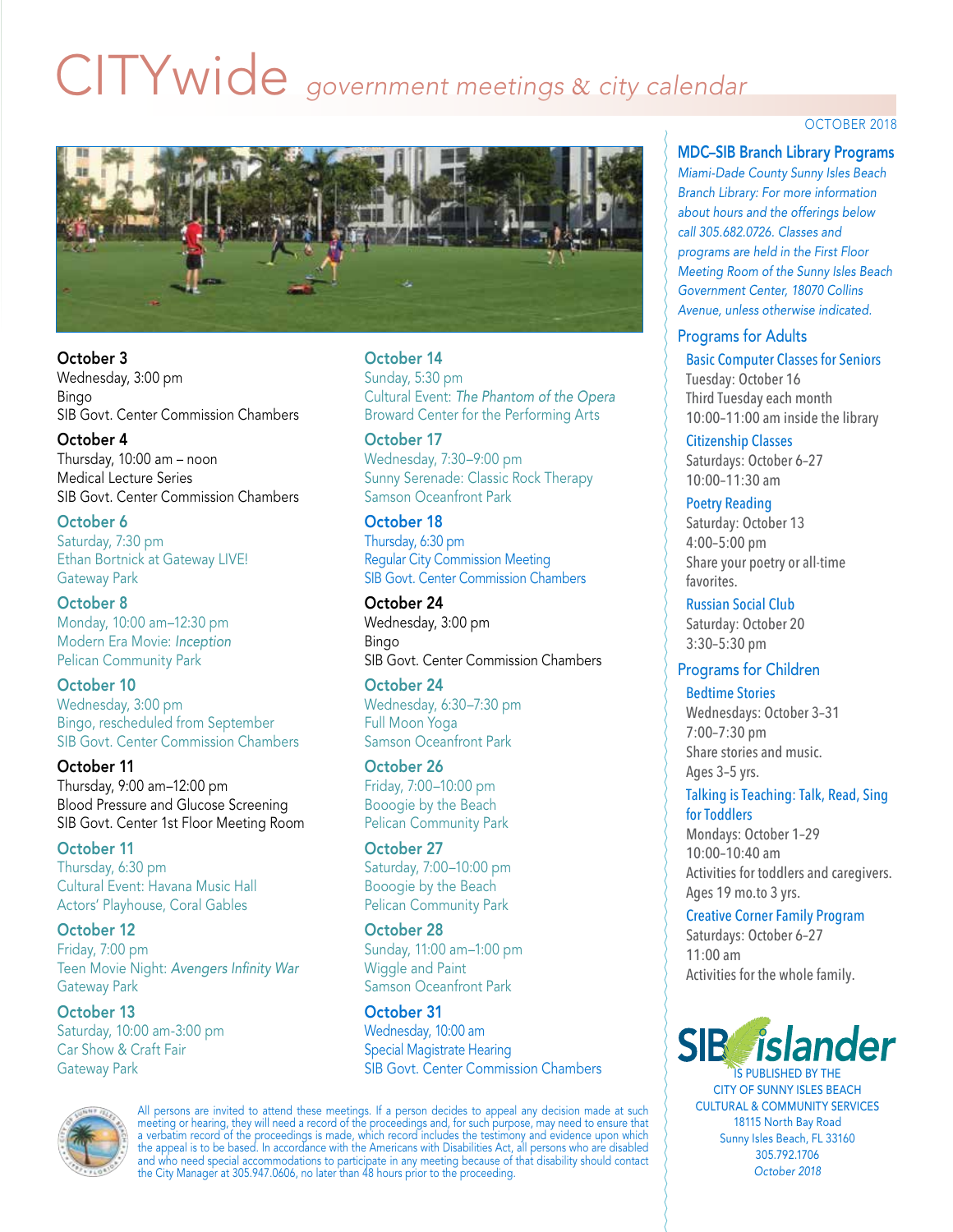# CITYwide *government meetings & city calendar*

OCTOBER 2018

**October 3**
Wednesday, 3:00 pm
Bingo
SIB Govt. Center Commission Chambers

**October 4**
Thursday, 10:00 am – noon
Medical Lecture Series
SIB Govt. Center Commission Chambers

**October 6**
Saturday, 7:30 pm
Ethan Bortnick at Gateway LIVE!
Gateway Park

**October 8**
Monday, 10:00 am–12:30 pm
Modern Era Movie: *Inception*
Pelican Community Park

**October 10**
Wednesday, 3:00 pm
Bingo, rescheduled from September
SIB Govt. Center Commission Chambers

**October 11**
Thursday, 9:00 am–12:00 pm
Blood Pressure and Glucose Screening
SIB Govt. Center 1st Floor Meeting Room

**October 11**
Thursday, 6:30 pm
Cultural Event: Havana Music Hall
Actors' Playhouse, Coral Gables

**October 12**
Friday, 7:00 pm
Teen Movie Night: *Avengers Infinity War*
Gateway Park

**October 13**
Saturday, 10:00 am-3:00 pm
Car Show & Craft Fair
Gateway Park

**October 14**
Sunday, 5:30 pm
Cultural Event: *The Phantom of the Opera*
Broward Center for the Performing Arts

**October 17**
Wednesday, 7:30–9:00 pm
Sunny Serenade: Classic Rock Therapy
Samson Oceanfront Park

**October 18**
Thursday, 6:30 pm
Regular City Commission Meeting
SIB Govt. Center Commission Chambers

**October 24**
Wednesday, 3:00 pm
Bingo
SIB Govt. Center Commission Chambers

**October 24**
Wednesday, 6:30–7:30 pm
Full Moon Yoga
Samson Oceanfront Park

**October 26**
Friday, 7:00–10:00 pm
Booogie by the Beach
Pelican Community Park

**October 27**
Saturday, 7:00–10:00 pm
Booogie by the Beach
Pelican Community Park

**October 28**
Sunday, 11:00 am–1:00 pm
Wiggle and Paint
Samson Oceanfront Park

**October 31**
Wednesday, 10:00 am
Special Magistrate Hearing
SIB Govt. Center Commission Chambers

All persons are invited to attend these meetings. If a person decides to appeal any decision made at such meeting or hearing, they will need a record of the proceedings and, for such purpose, may need to ensure that a verbatim record of the proceedings is made, which record includes the testimony and evidence upon which the appeal is to be based. In accordance with the Americans with Disabilities Act, all persons who are disabled and who need special accommodations to participate in any meeting because of that disability should contact the City Manager at 305.947.0606, no later than 48 hours prior to the proceeding.

## MDC–SIB Branch Library Programs

*Miami-Dade County Sunny Isles Beach Branch Library: For more information about hours and the offerings below call 305.682.0726. Classes and programs are held in the First Floor Meeting Room of the Sunny Isles Beach Government Center, 18070 Collins Avenue, unless otherwise indicated.*

### Programs for Adults

**Basic Computer Classes for Seniors**
Tuesday: October 16
Third Tuesday each month
10:00–11:00 am inside the library

**Citizenship Classes**
Saturdays: October 6–27
10:00–11:30 am

**Poetry Reading**
Saturday: October 13
4:00–5:00 pm
Share your poetry or all-time favorites.

**Russian Social Club**
Saturday: October 20
3:30–5:30 pm

### Programs for Children

**Bedtime Stories**
Wednesdays: October 3–31
7:00–7:30 pm
Share stories and music.
Ages 3–5 yrs.

**Talking is Teaching: Talk, Read, Sing for Toddlers**
Mondays: October 1–29
10:00–10:40 am
Activities for toddlers and caregivers.
Ages 19 mo.to 3 yrs.

**Creative Corner Family Program**
Saturdays: October 6–27
11:00 am
Activities for the whole family.

SIB islander IS PUBLISHED BY THE CITY OF SUNNY ISLES BEACH CULTURAL & COMMUNITY SERVICES
18115 North Bay Road
Sunny Isles Beach, FL 33160
305.792.1706
*October 2018*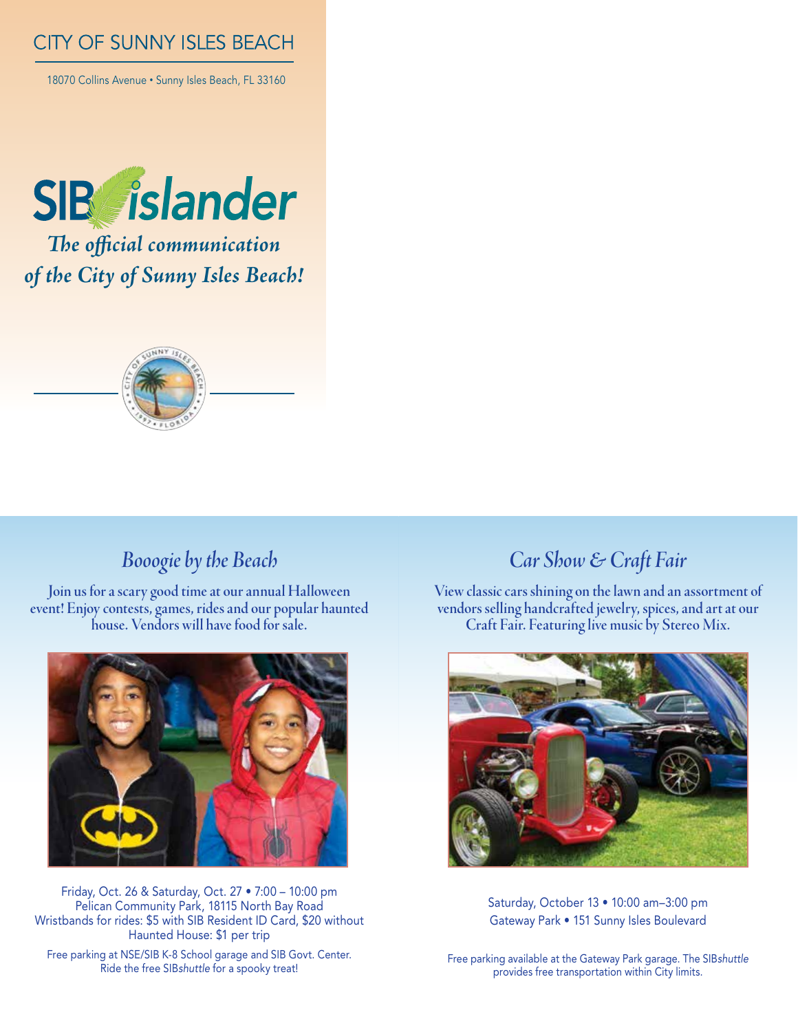CITY OF SUNNY ISLES BEACH

18070 Collins Avenue • Sunny Isles Beach, FL 33160

# SIB islander

*The official communication of the City of Sunny Isles Beach!*

## *Booogie by the Beach*

Join us for a scary good time at our annual Halloween event! Enjoy contests, games, rides and our popular haunted house. Vendors will have food for sale.

Friday, Oct. 26 & Saturday, Oct. 27 • 7:00 – 10:00 pm
Pelican Community Park, 18115 North Bay Road
Wristbands for rides: $5 with SIB Resident ID Card, $20 without
Haunted House: $1 per trip

Free parking at NSE/SIB K-8 School garage and SIB Govt. Center. Ride the free SIB*shuttle* for a spooky treat!

## *Car Show & Craft Fair*

View classic cars shining on the lawn and an assortment of vendors selling handcrafted jewelry, spices, and art at our Craft Fair. Featuring live music by Stereo Mix.

Saturday, October 13 • 10:00 am–3:00 pm
Gateway Park • 151 Sunny Isles Boulevard

Free parking available at the Gateway Park garage. The SIB*shuttle* provides free transportation within City limits.